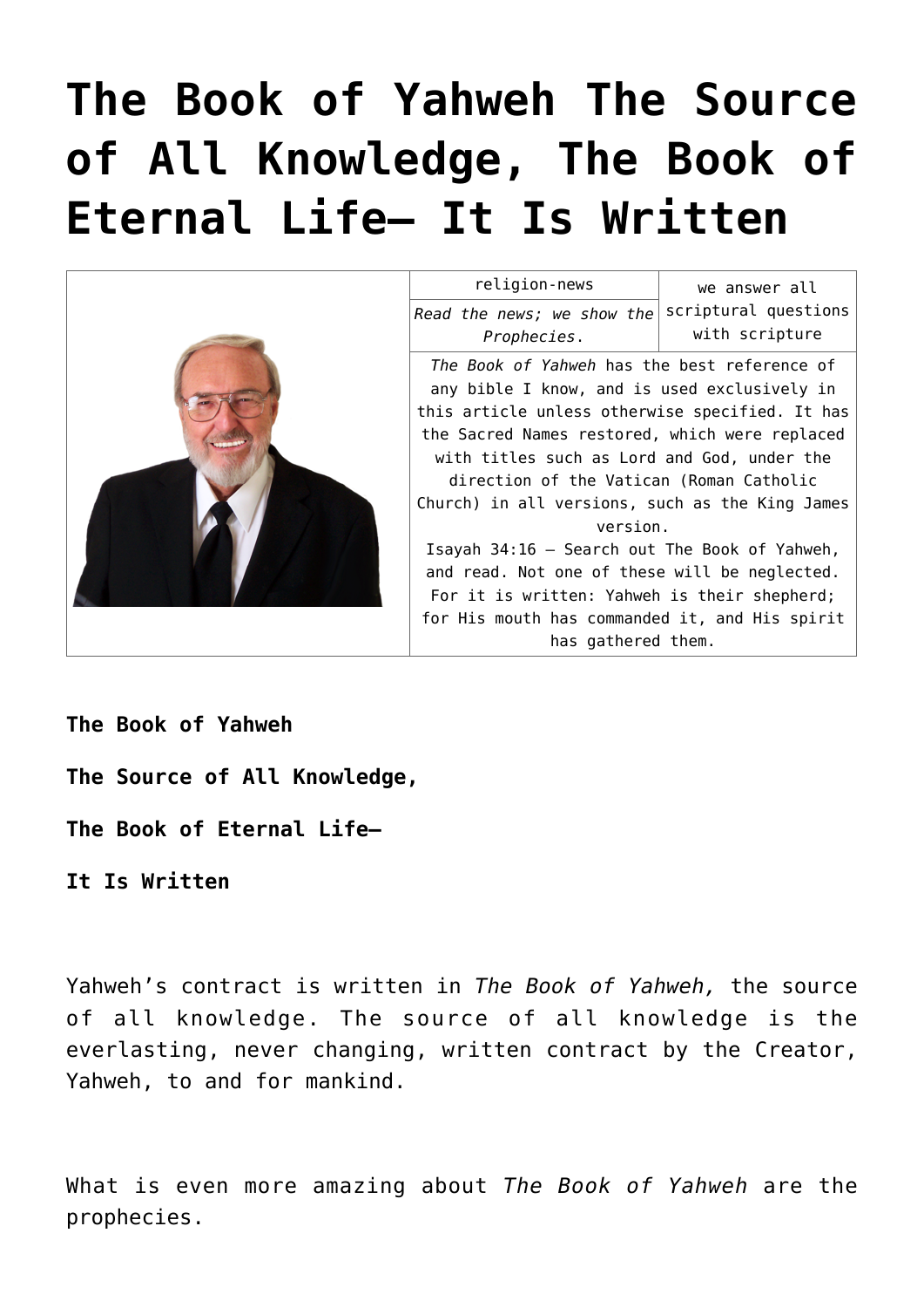# The Book of Yahweh The Source of All Knowledge, The Book of Eternal Life— It Is Written

| | religion-news | we answer all scriptural questions with scripture |
|---|---|---|
| | *Read the news; we show the Prophecies.* | |
| | *The Book of Yahweh* has the best reference of any bible I know, and is used exclusively in this article unless otherwise specified. It has the Sacred Names restored, which were replaced with titles such as Lord and God, under the direction of the Vatican (Roman Catholic Church) in all versions, such as the King James version.<br>Isayah 34:16 — Search out The Book of Yahweh, and read. Not one of these will be neglected. For it is written: Yahweh is their shepherd; for His mouth has commanded it, and His spirit has gathered them. | |

**The Book of Yahweh**

**The Source of All Knowledge,**

**The Book of Eternal Life—**

**It Is Written**

Yahweh's contract is written in *The Book of Yahweh,* the source of all knowledge. The source of all knowledge is the everlasting, never changing, written contract by the Creator, Yahweh, to and for mankind.

What is even more amazing about *The Book of Yahweh* are the prophecies.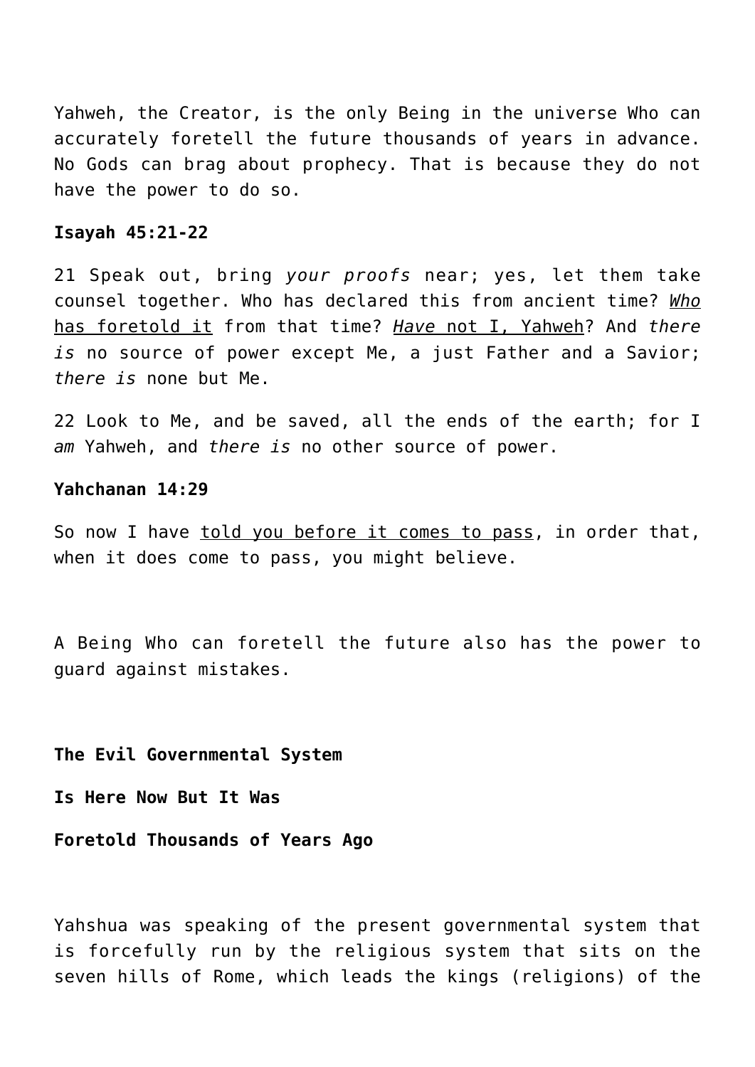Yahweh, the Creator, is the only Being in the universe Who can accurately foretell the future thousands of years in advance. No Gods can brag about prophecy. That is because they do not have the power to do so.

**Isayah 45:21-22**

21 Speak out, bring *your proofs* near; yes, let them take counsel together. Who has declared this from ancient time? <u>*Who* has foretold it</u> from that time? <u>*Have* not I, Yahweh</u>? And *there is* no source of power except Me, a just Father and a Savior; *there is* none but Me.

22 Look to Me, and be saved, all the ends of the earth; for I *am* Yahweh, and *there is* no other source of power.

**Yahchanan 14:29**

So now I have <u>told you before it comes to pass</u>, in order that, when it does come to pass, you might believe.

A Being Who can foretell the future also has the power to guard against mistakes.

**The Evil Governmental System**

**Is Here Now But It Was**

**Foretold Thousands of Years Ago**

Yahshua was speaking of the present governmental system that is forcefully run by the religious system that sits on the seven hills of Rome, which leads the kings (religions) of the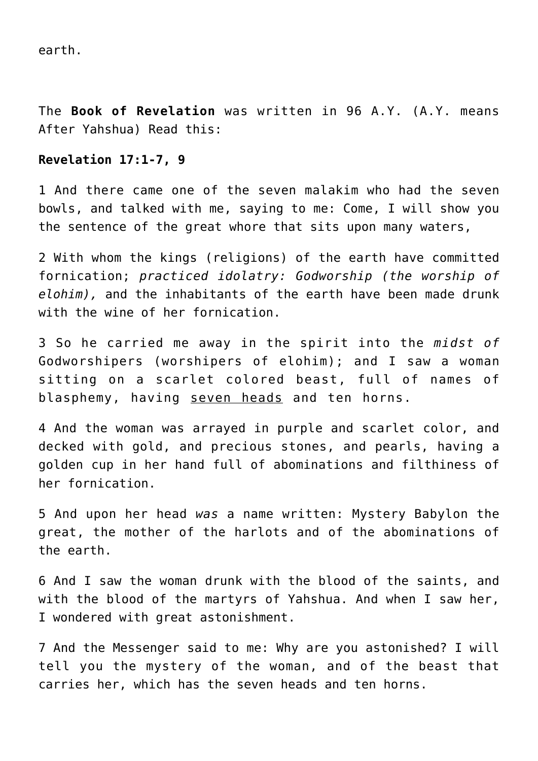earth.

The **Book of Revelation** was written in 96 A.Y. (A.Y. means After Yahshua) Read this:

**Revelation 17:1-7, 9**

1 And there came one of the seven malakim who had the seven bowls, and talked with me, saying to me: Come, I will show you the sentence of the great whore that sits upon many waters,

2 With whom the kings (religions) of the earth have committed fornication; *practiced idolatry: Godworship (the worship of elohim),* and the inhabitants of the earth have been made drunk with the wine of her fornication.

3 So he carried me away in the spirit into the *midst of* Godworshipers (worshipers of elohim); and I saw a woman sitting on a scarlet colored beast, full of names of blasphemy, having <u>seven heads</u> and ten horns.

4 And the woman was arrayed in purple and scarlet color, and decked with gold, and precious stones, and pearls, having a golden cup in her hand full of abominations and filthiness of her fornication.

5 And upon her head *was* a name written: Mystery Babylon the great, the mother of the harlots and of the abominations of the earth.

6 And I saw the woman drunk with the blood of the saints, and with the blood of the martyrs of Yahshua. And when I saw her, I wondered with great astonishment.

7 And the Messenger said to me: Why are you astonished? I will tell you the mystery of the woman, and of the beast that carries her, which has the seven heads and ten horns.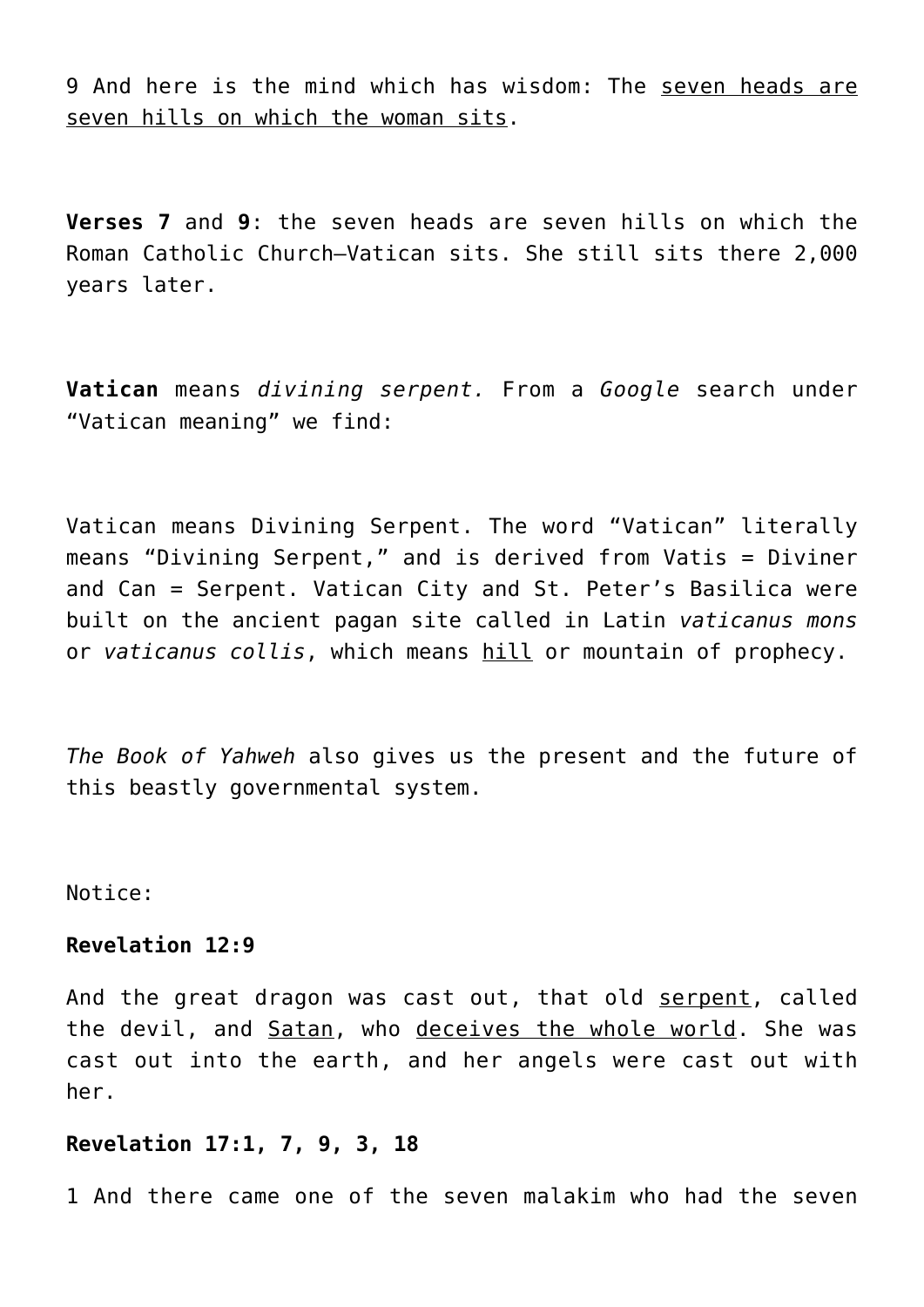9 And here is the mind which has wisdom: The <u>seven heads are seven hills on which the woman sits</u>.

**Verses 7** and **9**: the seven heads are seven hills on which the Roman Catholic Church—Vatican sits. She still sits there 2,000 years later.

**Vatican** means *divining serpent.* From a *Google* search under "Vatican meaning" we find:

Vatican means Divining Serpent. The word "Vatican" literally means "Divining Serpent," and is derived from Vatis = Diviner and Can = Serpent. Vatican City and St. Peter's Basilica were built on the ancient pagan site called in Latin *vaticanus mons* or *vaticanus collis*, which means <u>hill</u> or mountain of prophecy.

*The Book of Yahweh* also gives us the present and the future of this beastly governmental system.

Notice:

**Revelation 12:9**

And the great dragon was cast out, that old <u>serpent</u>, called the devil, and <u>Satan</u>, who <u>deceives the whole world</u>. She was cast out into the earth, and her angels were cast out with her.

**Revelation 17:1, 7, 9, 3, 18**

1 And there came one of the seven malakim who had the seven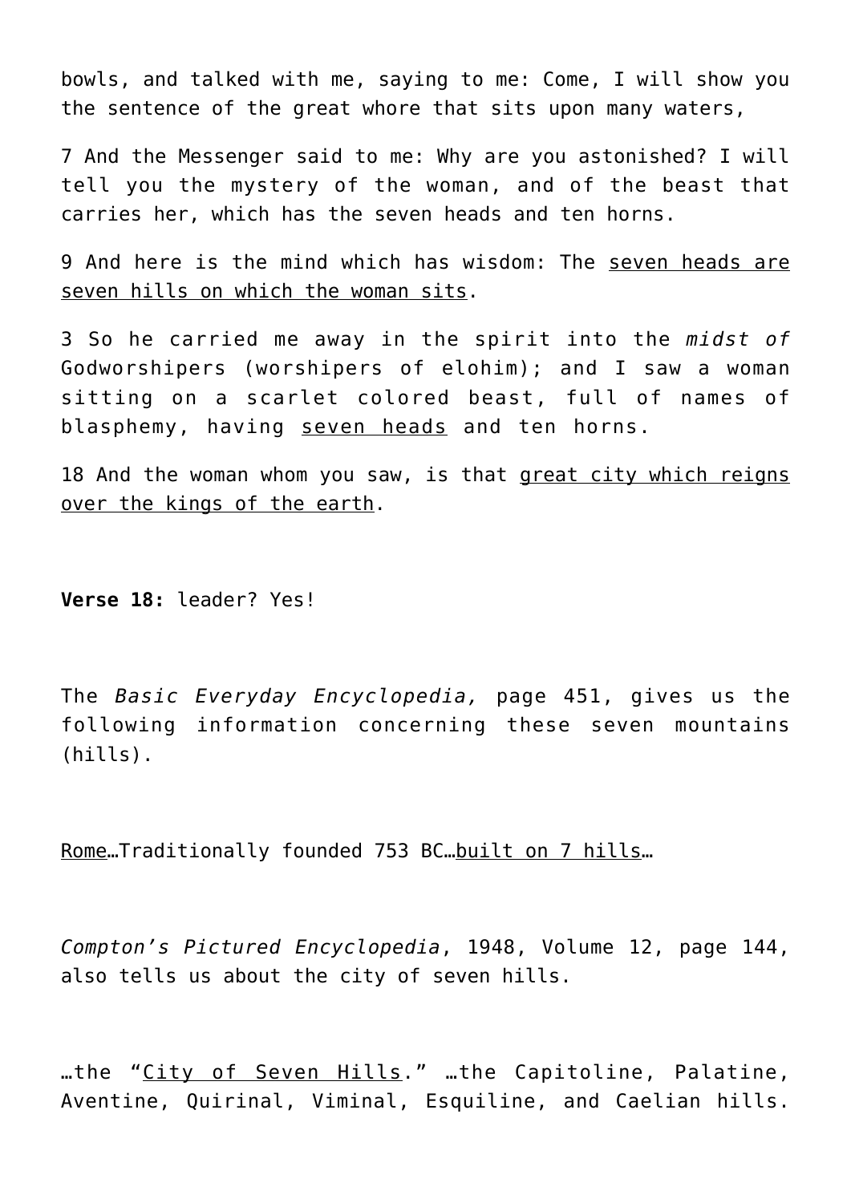bowls, and talked with me, saying to me: Come, I will show you the sentence of the great whore that sits upon many waters,

7 And the Messenger said to me: Why are you astonished? I will tell you the mystery of the woman, and of the beast that carries her, which has the seven heads and ten horns.

9 And here is the mind which has wisdom: The seven heads are seven hills on which the woman sits.

3 So he carried me away in the spirit into the *midst of* Godworshipers (worshipers of elohim); and I saw a woman sitting on a scarlet colored beast, full of names of blasphemy, having seven heads and ten horns.

18 And the woman whom you saw, is that great city which reigns over the kings of the earth.

**Verse 18:** leader? Yes!

The *Basic Everyday Encyclopedia,* page 451, gives us the following information concerning these seven mountains (hills).

Rome…Traditionally founded 753 BC…built on 7 hills…

*Compton's Pictured Encyclopedia*, 1948, Volume 12, page 144, also tells us about the city of seven hills.

…the "City of Seven Hills." …the Capitoline, Palatine, Aventine, Quirinal, Viminal, Esquiline, and Caelian hills.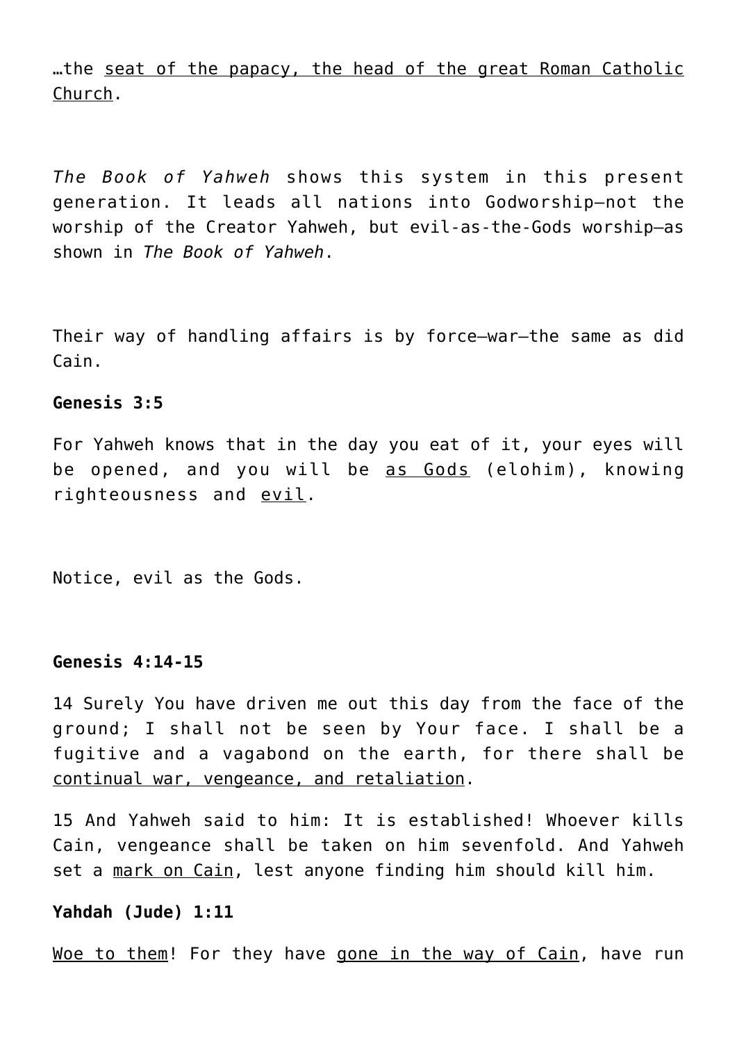…the <u>seat of the papacy, the head of the great Roman Catholic Church</u>.

*The Book of Yahweh* shows this system in this present generation. It leads all nations into Godworship—not the worship of the Creator Yahweh, but evil-as-the-Gods worship—as shown in *The Book of Yahweh*.

Their way of handling affairs is by force—war—the same as did Cain.

**Genesis 3:5**

For Yahweh knows that in the day you eat of it, your eyes will be opened, and you will be <u>as Gods</u> (elohim), knowing righteousness and <u>evil</u>.

Notice, evil as the Gods.

**Genesis 4:14-15**

14 Surely You have driven me out this day from the face of the ground; I shall not be seen by Your face. I shall be a fugitive and a vagabond on the earth, for there shall be <u>continual war, vengeance, and retaliation</u>.

15 And Yahweh said to him: It is established! Whoever kills Cain, vengeance shall be taken on him sevenfold. And Yahweh set a <u>mark on Cain</u>, lest anyone finding him should kill him.

**Yahdah (Jude) 1:11**

<u>Woe to them</u>! For they have <u>gone in the way of Cain</u>, have run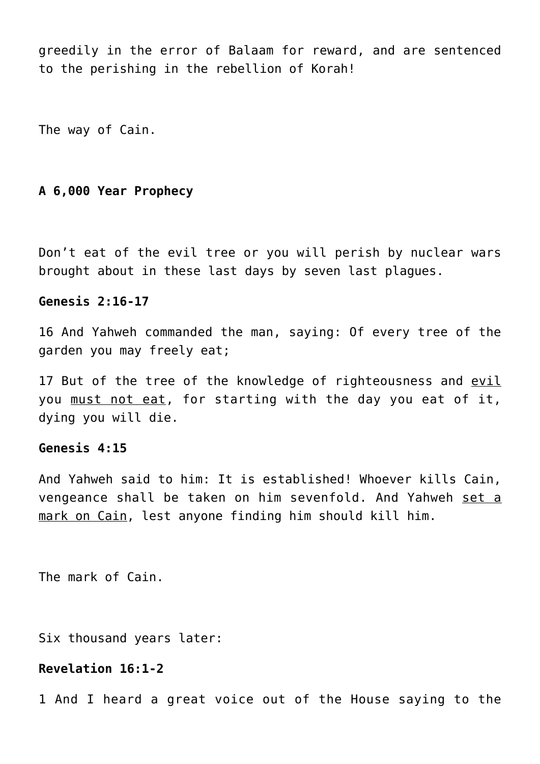greedily in the error of Balaam for reward, and are sentenced to the perishing in the rebellion of Korah!

The way of Cain.

**A 6,000 Year Prophecy**

Don't eat of the evil tree or you will perish by nuclear wars brought about in these last days by seven last plagues.

**Genesis 2:16-17**

16 And Yahweh commanded the man, saying: Of every tree of the garden you may freely eat;

17 But of the tree of the knowledge of righteousness and <u>evil</u> you <u>must not eat</u>, for starting with the day you eat of it, dying you will die.

**Genesis 4:15**

And Yahweh said to him: It is established! Whoever kills Cain, vengeance shall be taken on him sevenfold. And Yahweh <u>set a mark on Cain</u>, lest anyone finding him should kill him.

The mark of Cain.

Six thousand years later:

**Revelation 16:1-2**

1 And I heard a great voice out of the House saying to the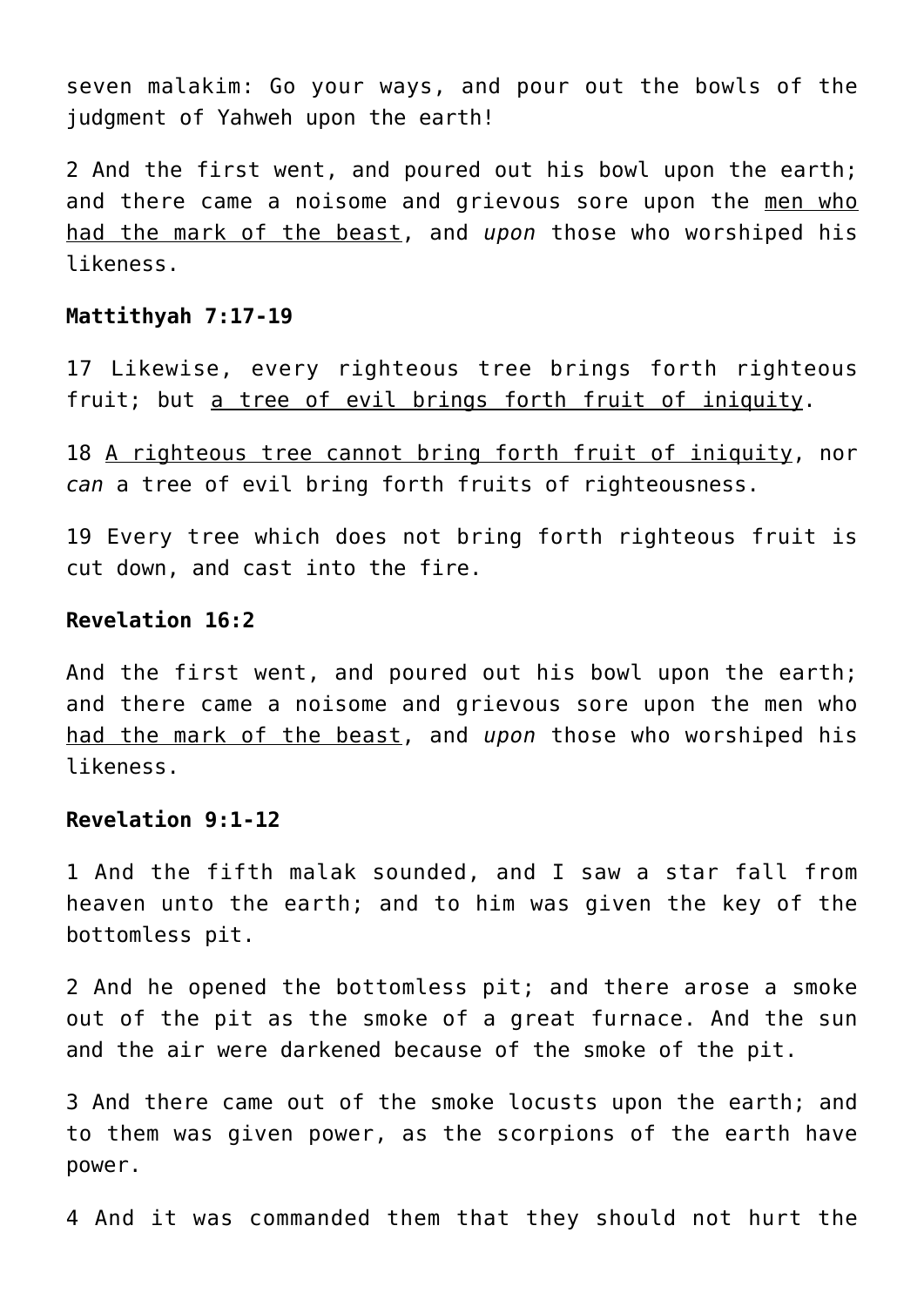seven malakim: Go your ways, and pour out the bowls of the judgment of Yahweh upon the earth!

2 And the first went, and poured out his bowl upon the earth; and there came a noisome and grievous sore upon the <u>men who had the mark of the beast</u>, and *upon* those who worshiped his likeness.

**Mattithyah 7:17-19**

17 Likewise, every righteous tree brings forth righteous fruit; but <u>a tree of evil brings forth fruit of iniquity</u>.

18 <u>A righteous tree cannot bring forth fruit of iniquity</u>, nor *can* a tree of evil bring forth fruits of righteousness.

19 Every tree which does not bring forth righteous fruit is cut down, and cast into the fire.

**Revelation 16:2**

And the first went, and poured out his bowl upon the earth; and there came a noisome and grievous sore upon the men who <u>had the mark of the beast</u>, and *upon* those who worshiped his likeness.

**Revelation 9:1-12**

1 And the fifth malak sounded, and I saw a star fall from heaven unto the earth; and to him was given the key of the bottomless pit.

2 And he opened the bottomless pit; and there arose a smoke out of the pit as the smoke of a great furnace. And the sun and the air were darkened because of the smoke of the pit.

3 And there came out of the smoke locusts upon the earth; and to them was given power, as the scorpions of the earth have power.

4 And it was commanded them that they should not hurt the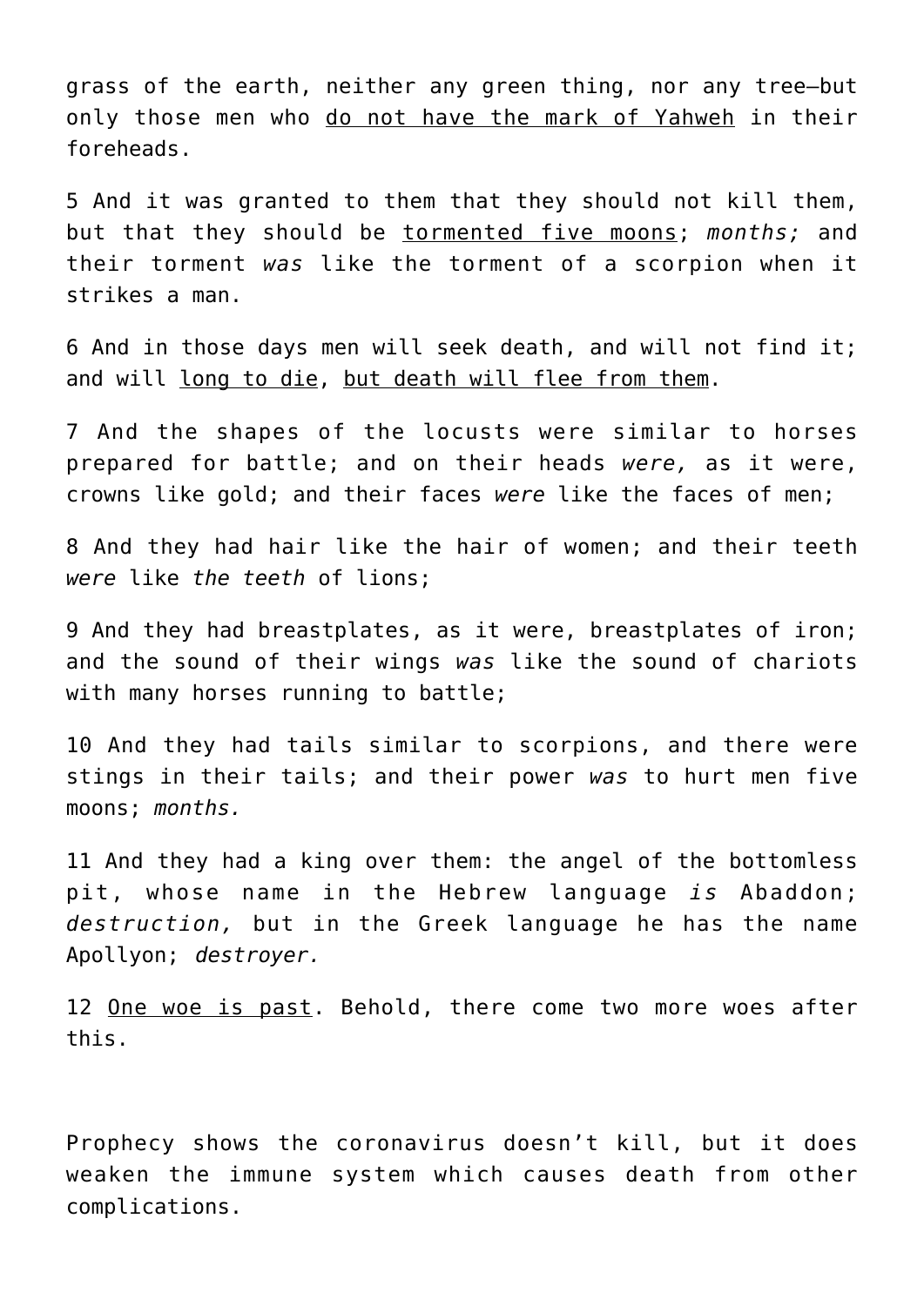grass of the earth, neither any green thing, nor any tree—but only those men who <u>do not have the mark of Yahweh</u> in their foreheads.

5 And it was granted to them that they should not kill them, but that they should be <u>tormented five moons</u>; *months;* and their torment *was* like the torment of a scorpion when it strikes a man.

6 And in those days men will seek death, and will not find it; and will <u>long to die</u>, <u>but death will flee from them</u>.

7 And the shapes of the locusts were similar to horses prepared for battle; and on their heads *were,* as it were, crowns like gold; and their faces *were* like the faces of men;

8 And they had hair like the hair of women; and their teeth *were* like *the teeth* of lions;

9 And they had breastplates, as it were, breastplates of iron; and the sound of their wings *was* like the sound of chariots with many horses running to battle;

10 And they had tails similar to scorpions, and there were stings in their tails; and their power *was* to hurt men five moons; *months.*

11 And they had a king over them: the angel of the bottomless pit, whose name in the Hebrew language *is* Abaddon; *destruction,* but in the Greek language he has the name Apollyon; *destroyer.*

12 <u>One woe is past</u>. Behold, there come two more woes after this.

Prophecy shows the coronavirus doesn't kill, but it does weaken the immune system which causes death from other complications.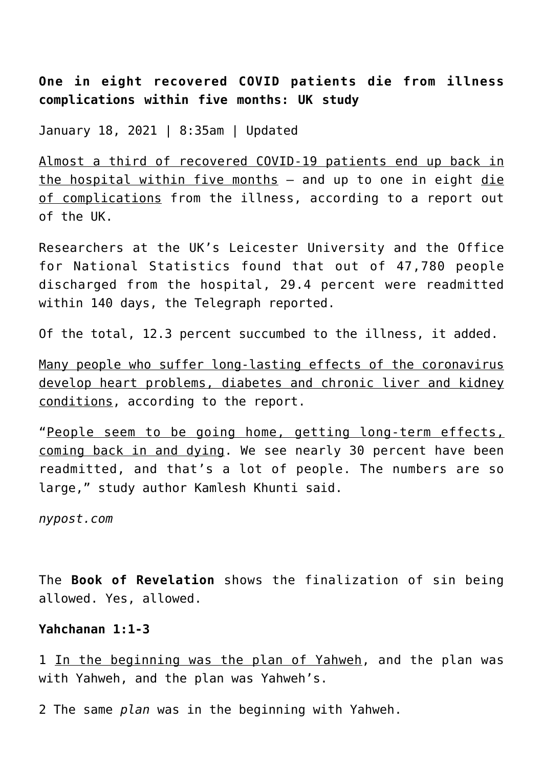**One in eight recovered COVID patients die from illness complications within five months: UK study**

January 18, 2021 | 8:35am | Updated

Almost a third of recovered COVID-19 patients end up back in the hospital within five months — and up to one in eight die of complications from the illness, according to a report out of the UK.

Researchers at the UK's Leicester University and the Office for National Statistics found that out of 47,780 people discharged from the hospital, 29.4 percent were readmitted within 140 days, the Telegraph reported.

Of the total, 12.3 percent succumbed to the illness, it added.

Many people who suffer long-lasting effects of the coronavirus develop heart problems, diabetes and chronic liver and kidney conditions, according to the report.

"People seem to be going home, getting long-term effects, coming back in and dying. We see nearly 30 percent have been readmitted, and that's a lot of people. The numbers are so large," study author Kamlesh Khunti said.

*nypost.com*

The **Book of Revelation** shows the finalization of sin being allowed. Yes, allowed.

**Yahchanan 1:1-3**

1 In the beginning was the plan of Yahweh, and the plan was with Yahweh, and the plan was Yahweh's.

2 The same *plan* was in the beginning with Yahweh.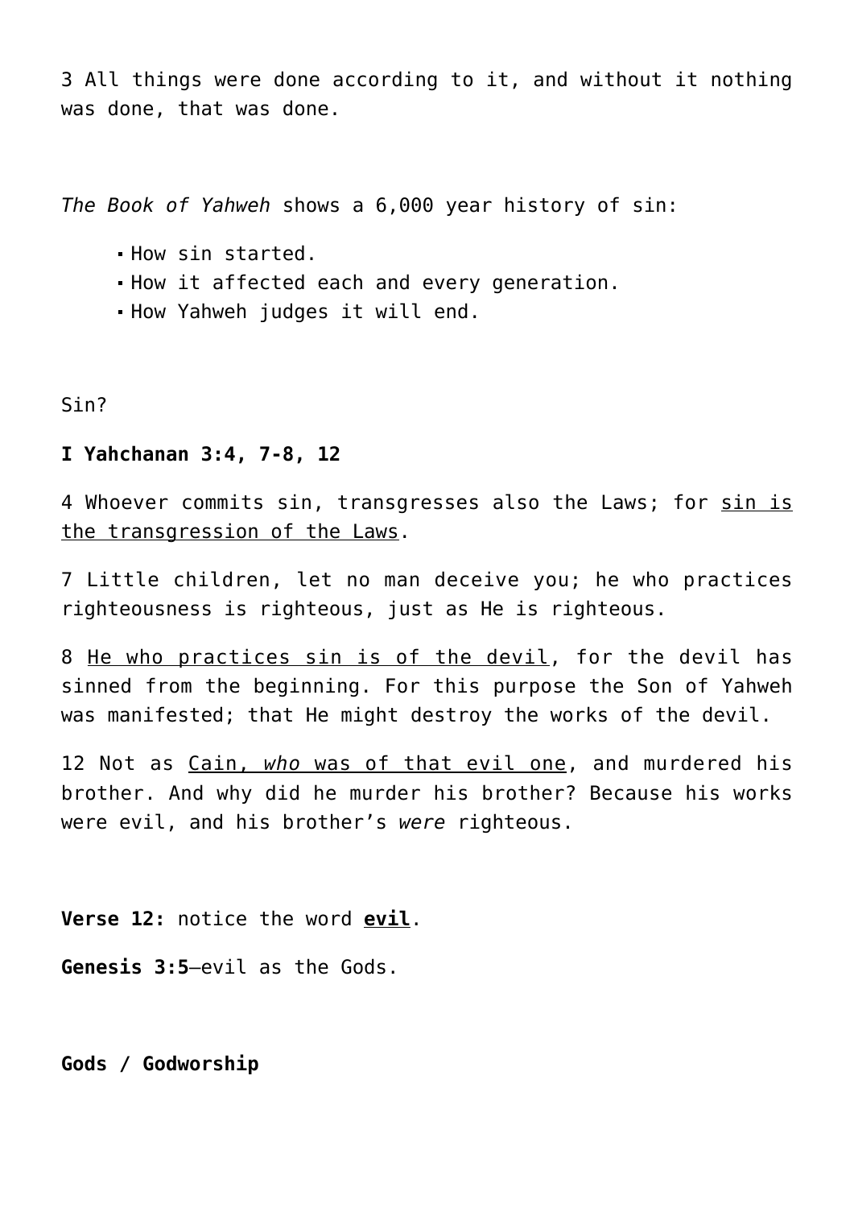3 All things were done according to it, and without it nothing was done, that was done.

*The Book of Yahweh* shows a 6,000 year history of sin:

- How sin started.
- How it affected each and every generation.
- How Yahweh judges it will end.

Sin?

**I Yahchanan 3:4, 7-8, 12**

4 Whoever commits sin, transgresses also the Laws; for <u>sin is the transgression of the Laws</u>.

7 Little children, let no man deceive you; he who practices righteousness is righteous, just as He is righteous.

8 <u>He who practices sin is of the devil</u>, for the devil has sinned from the beginning. For this purpose the Son of Yahweh was manifested; that He might destroy the works of the devil.

12 Not as <u>Cain, *who* was of that evil one</u>, and murdered his brother. And why did he murder his brother? Because his works were evil, and his brother's *were* righteous.

**Verse 12:** notice the word **<u>evil</u>**.

**Genesis 3:5**—evil as the Gods.

**Gods / Godworship**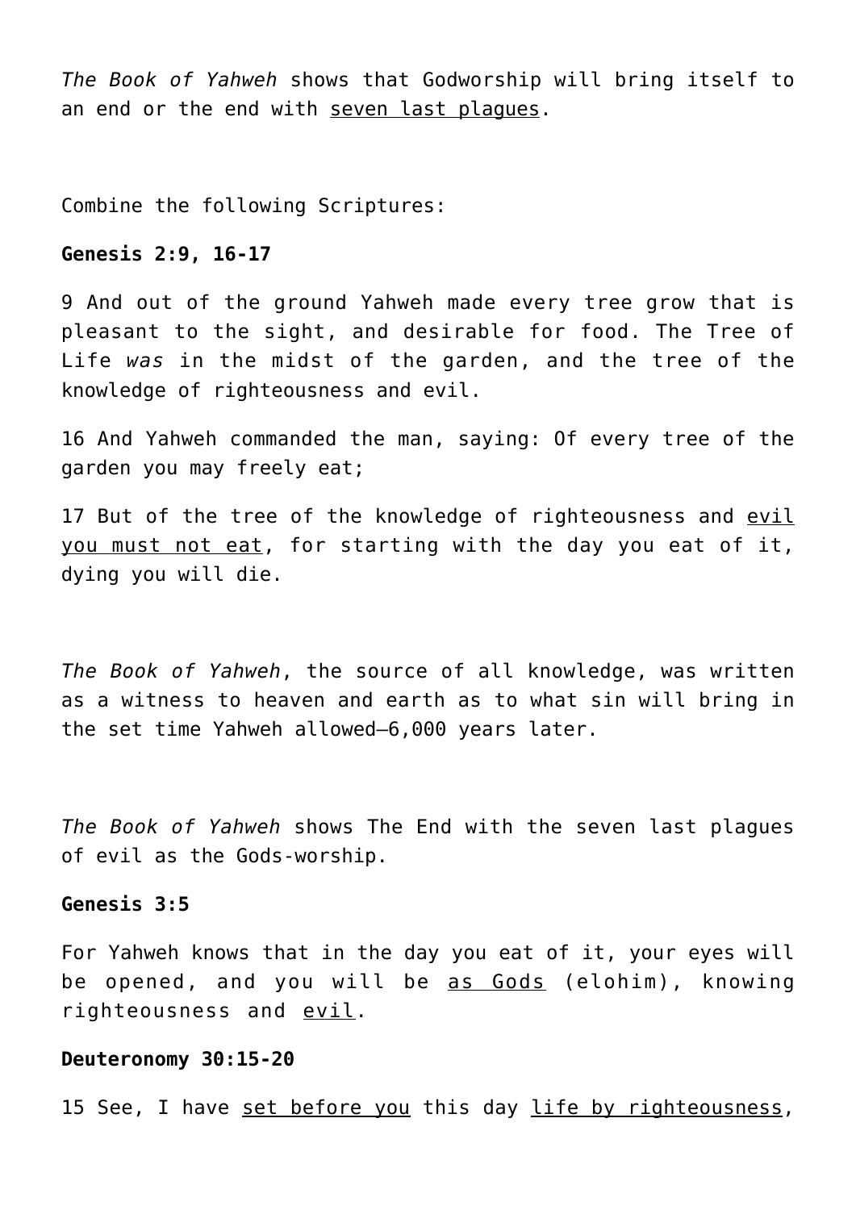*The Book of Yahweh* shows that Godworship will bring itself to an end or the end with <u>seven last plagues</u>.

Combine the following Scriptures:

**Genesis 2:9, 16-17**

9 And out of the ground Yahweh made every tree grow that is pleasant to the sight, and desirable for food. The Tree of Life *was* in the midst of the garden, and the tree of the knowledge of righteousness and evil.

16 And Yahweh commanded the man, saying: Of every tree of the garden you may freely eat;

17 But of the tree of the knowledge of righteousness and <u>evil you must not eat</u>, for starting with the day you eat of it, dying you will die.

*The Book of Yahweh*, the source of all knowledge, was written as a witness to heaven and earth as to what sin will bring in the set time Yahweh allowed—6,000 years later.

*The Book of Yahweh* shows The End with the seven last plagues of evil as the Gods-worship.

**Genesis 3:5**

For Yahweh knows that in the day you eat of it, your eyes will be opened, and you will be <u>as Gods</u> (elohim), knowing righteousness and <u>evil</u>.

**Deuteronomy 30:15-20**

15 See, I have <u>set before you</u> this day <u>life by righteousness</u>,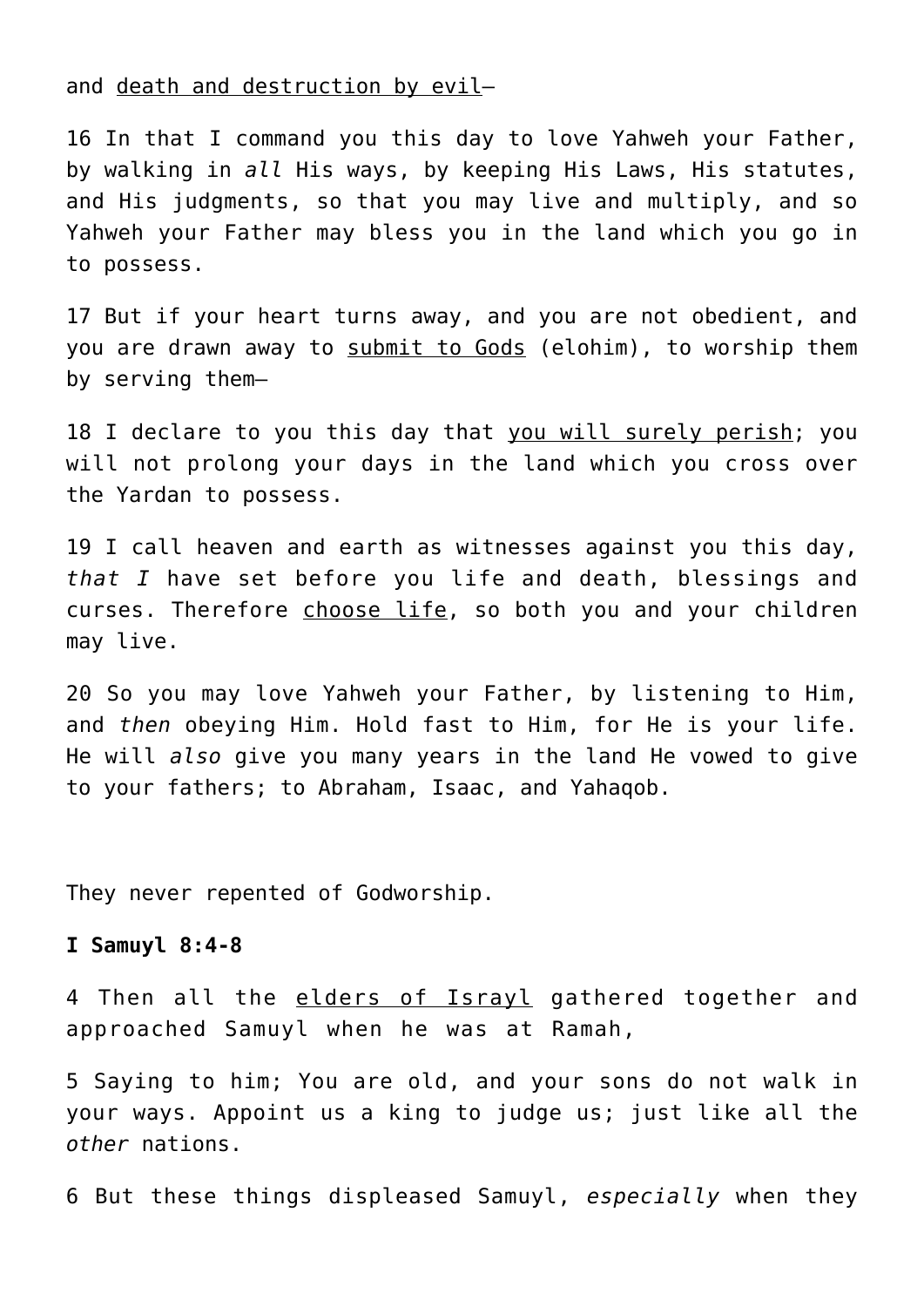and <u>death and destruction by evil</u>—

16 In that I command you this day to love Yahweh your Father, by walking in *all* His ways, by keeping His Laws, His statutes, and His judgments, so that you may live and multiply, and so Yahweh your Father may bless you in the land which you go in to possess.

17 But if your heart turns away, and you are not obedient, and you are drawn away to <u>submit to Gods</u> (elohim), to worship them by serving them—

18 I declare to you this day that <u>you will surely perish</u>; you will not prolong your days in the land which you cross over the Yardan to possess.

19 I call heaven and earth as witnesses against you this day, *that I* have set before you life and death, blessings and curses. Therefore <u>choose life</u>, so both you and your children may live.

20 So you may love Yahweh your Father, by listening to Him, and *then* obeying Him. Hold fast to Him, for He is your life. He will *also* give you many years in the land He vowed to give to your fathers; to Abraham, Isaac, and Yahaqob.

They never repented of Godworship.

**I Samuyl 8:4-8**

4 Then all the <u>elders of Israyl</u> gathered together and approached Samuyl when he was at Ramah,

5 Saying to him; You are old, and your sons do not walk in your ways. Appoint us a king to judge us; just like all the *other* nations.

6 But these things displeased Samuyl, *especially* when they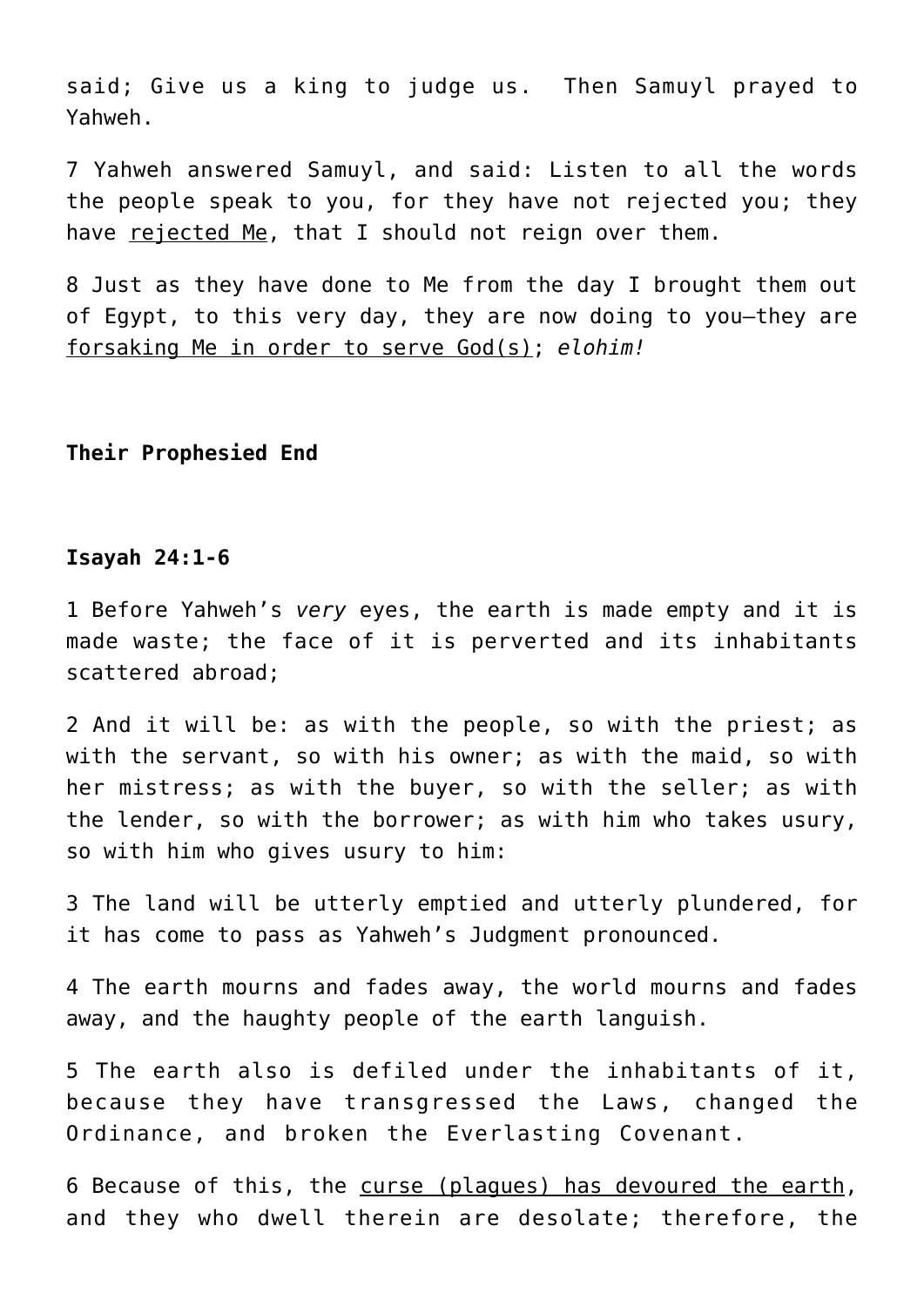said; Give us a king to judge us.  Then Samuyl prayed to Yahweh.

7 Yahweh answered Samuyl, and said: Listen to all the words the people speak to you, for they have not rejected you; they have <u>rejected Me</u>, that I should not reign over them.

8 Just as they have done to Me from the day I brought them out of Egypt, to this very day, they are now doing to you—they are <u>forsaking Me in order to serve God(s)</u>; *elohim!*

**Their Prophesied End**

**Isayah 24:1-6**

1 Before Yahweh's *very* eyes, the earth is made empty and it is made waste; the face of it is perverted and its inhabitants scattered abroad;

2 And it will be: as with the people, so with the priest; as with the servant, so with his owner; as with the maid, so with her mistress; as with the buyer, so with the seller; as with the lender, so with the borrower; as with him who takes usury, so with him who gives usury to him:

3 The land will be utterly emptied and utterly plundered, for it has come to pass as Yahweh's Judgment pronounced.

4 The earth mourns and fades away, the world mourns and fades away, and the haughty people of the earth languish.

5 The earth also is defiled under the inhabitants of it, because they have transgressed the Laws, changed the Ordinance, and broken the Everlasting Covenant.

6 Because of this, the <u>curse (plagues) has devoured the earth</u>, and they who dwell therein are desolate; therefore, the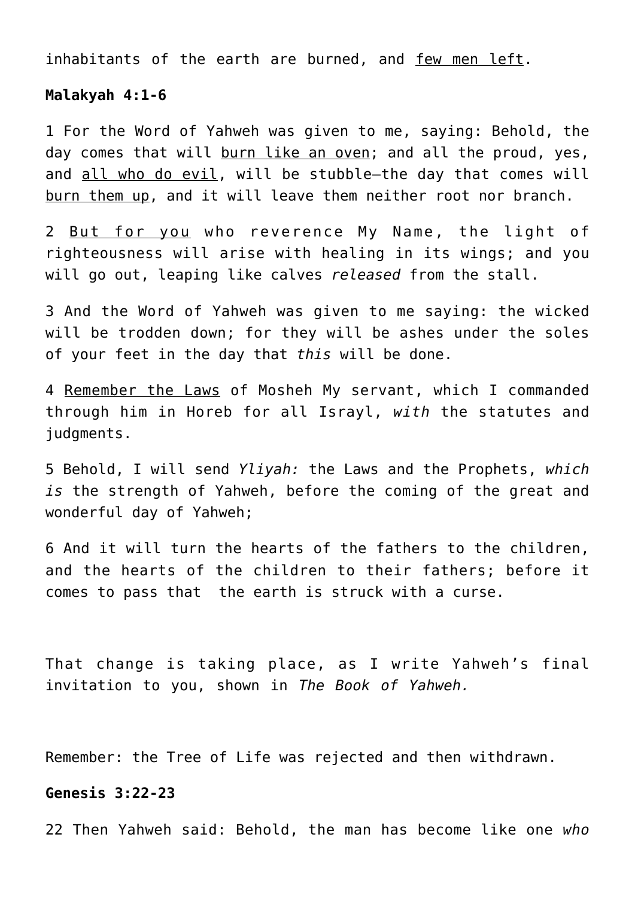inhabitants of the earth are burned, and <u>few men left</u>.

**Malakyah 4:1-6**

1 For the Word of Yahweh was given to me, saying: Behold, the day comes that will <u>burn like an oven</u>; and all the proud, yes, and <u>all who do evil</u>, will be stubble—the day that comes will <u>burn them up</u>, and it will leave them neither root nor branch.

2 <u>But for you</u> who reverence My Name, the light of righteousness will arise with healing in its wings; and you will go out, leaping like calves *released* from the stall.

3 And the Word of Yahweh was given to me saying: the wicked will be trodden down; for they will be ashes under the soles of your feet in the day that *this* will be done.

4 <u>Remember the Laws</u> of Mosheh My servant, which I commanded through him in Horeb for all Israyl, *with* the statutes and judgments.

5 Behold, I will send *Yliyah:* the Laws and the Prophets, *which is* the strength of Yahweh, before the coming of the great and wonderful day of Yahweh;

6 And it will turn the hearts of the fathers to the children, and the hearts of the children to their fathers; before it comes to pass that the earth is struck with a curse.

That change is taking place, as I write Yahweh's final invitation to you, shown in *The Book of Yahweh.*

Remember: the Tree of Life was rejected and then withdrawn.

**Genesis 3:22-23**

22 Then Yahweh said: Behold, the man has become like one *who*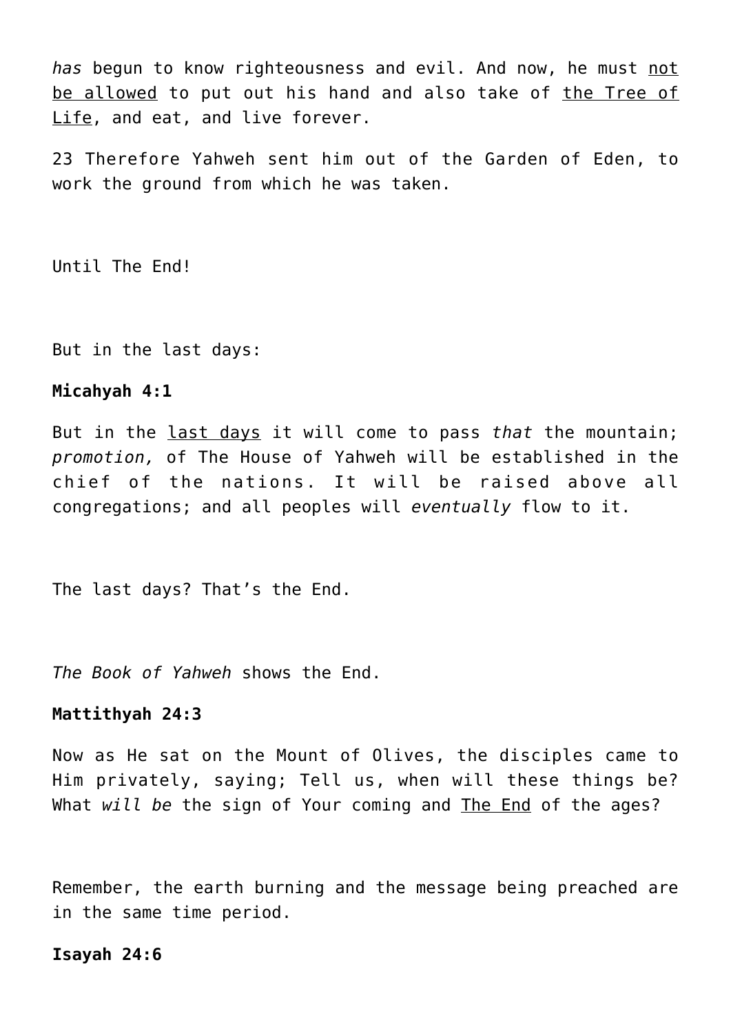*has* begun to know righteousness and evil. And now, he must <u>not be allowed</u> to put out his hand and also take of <u>the Tree of Life</u>, and eat, and live forever.

23 Therefore Yahweh sent him out of the Garden of Eden, to work the ground from which he was taken.

Until The End!

But in the last days:

**Micahyah 4:1**

But in the <u>last days</u> it will come to pass *that* the mountain; *promotion,* of The House of Yahweh will be established in the chief of the nations. It will be raised above all congregations; and all peoples will *eventually* flow to it.

The last days? That's the End.

*The Book of Yahweh* shows the End.

**Mattithyah 24:3**

Now as He sat on the Mount of Olives, the disciples came to Him privately, saying; Tell us, when will these things be? What *will be* the sign of Your coming and <u>The End</u> of the ages?

Remember, the earth burning and the message being preached are in the same time period.

**Isayah 24:6**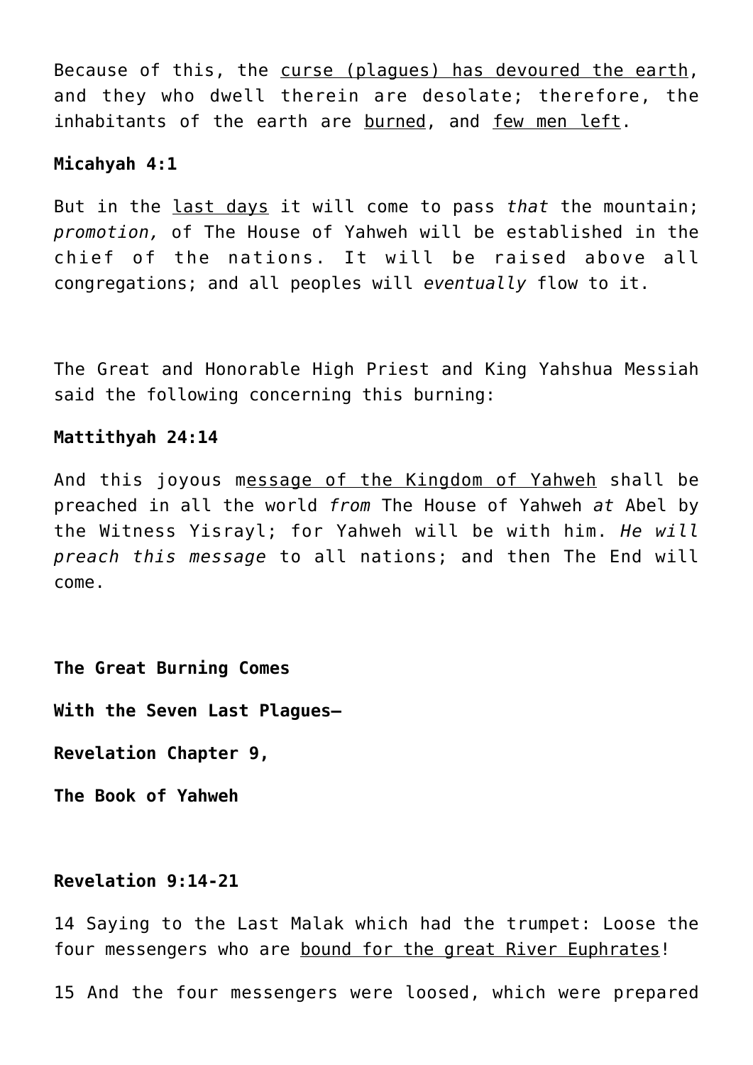Because of this, the curse (plagues) has devoured the earth, and they who dwell therein are desolate; therefore, the inhabitants of the earth are burned, and few men left.

**Micahyah 4:1**

But in the last days it will come to pass *that* the mountain; *promotion,* of The House of Yahweh will be established in the chief of the nations. It will be raised above all congregations; and all peoples will *eventually* flow to it.

The Great and Honorable High Priest and King Yahshua Messiah said the following concerning this burning:

**Mattithyah 24:14**

And this joyous message of the Kingdom of Yahweh shall be preached in all the world *from* The House of Yahweh *at* Abel by the Witness Yisrayl; for Yahweh will be with him. *He will preach this message* to all nations; and then The End will come.

**The Great Burning Comes**

**With the Seven Last Plagues—**

**Revelation Chapter 9,**

**The Book of Yahweh**

**Revelation 9:14-21**

14 Saying to the Last Malak which had the trumpet: Loose the four messengers who are bound for the great River Euphrates!

15 And the four messengers were loosed, which were prepared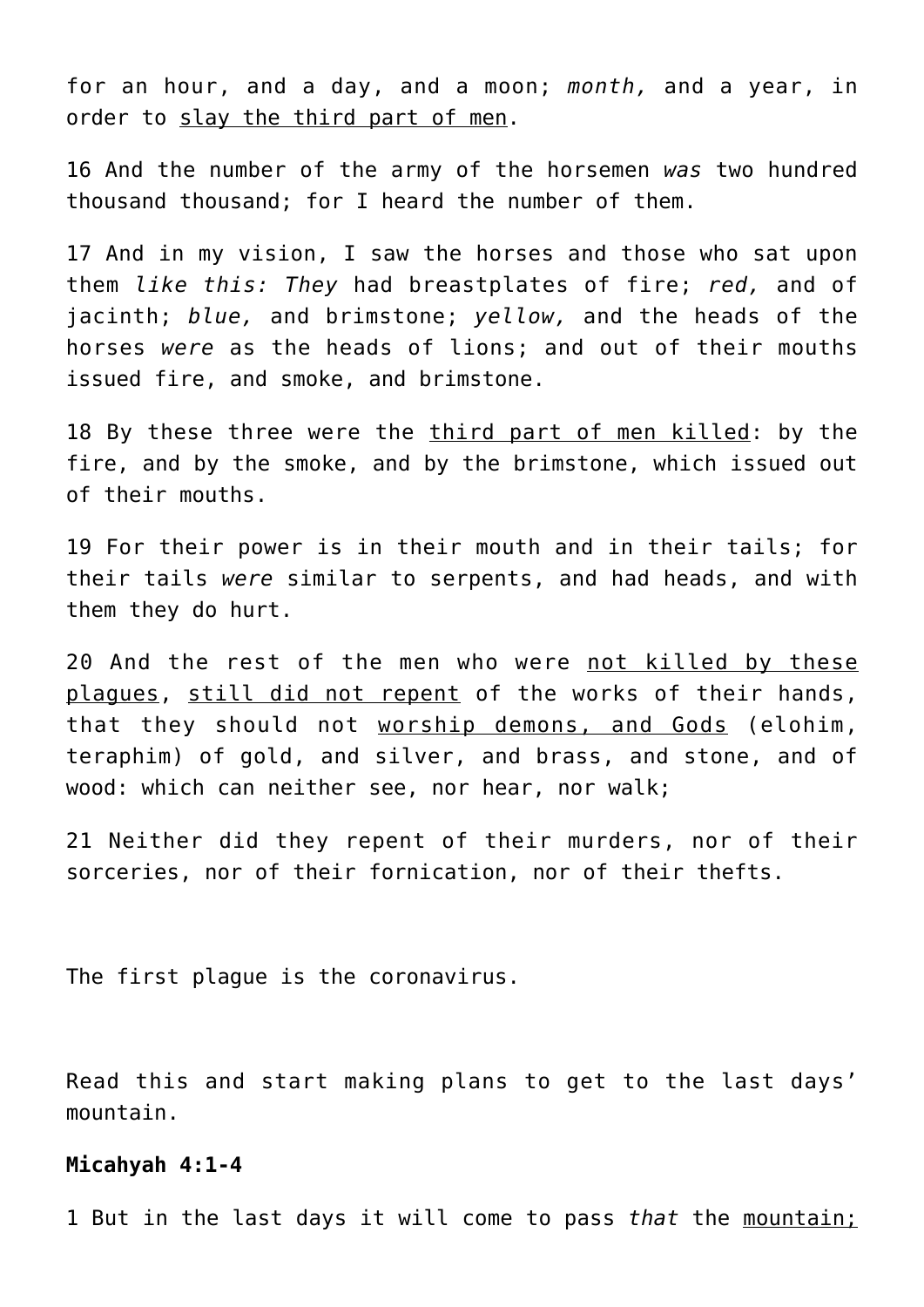for an hour, and a day, and a moon; *month,* and a year, in order to <u>slay the third part of men</u>.

16 And the number of the army of the horsemen *was* two hundred thousand thousand; for I heard the number of them.

17 And in my vision, I saw the horses and those who sat upon them *like this: They* had breastplates of fire; *red,* and of jacinth; *blue,* and brimstone; *yellow,* and the heads of the horses *were* as the heads of lions; and out of their mouths issued fire, and smoke, and brimstone.

18 By these three were the <u>third part of men killed</u>: by the fire, and by the smoke, and by the brimstone, which issued out of their mouths.

19 For their power is in their mouth and in their tails; for their tails *were* similar to serpents, and had heads, and with them they do hurt.

20 And the rest of the men who were <u>not killed by these plagues</u>, <u>still did not repent</u> of the works of their hands, that they should not <u>worship demons, and Gods</u> (elohim, teraphim) of gold, and silver, and brass, and stone, and of wood: which can neither see, nor hear, nor walk;

21 Neither did they repent of their murders, nor of their sorceries, nor of their fornication, nor of their thefts.

The first plague is the coronavirus.

Read this and start making plans to get to the last days' mountain.

**Micahyah 4:1-4**

1 But in the last days it will come to pass *that* the <u>mountain;</u>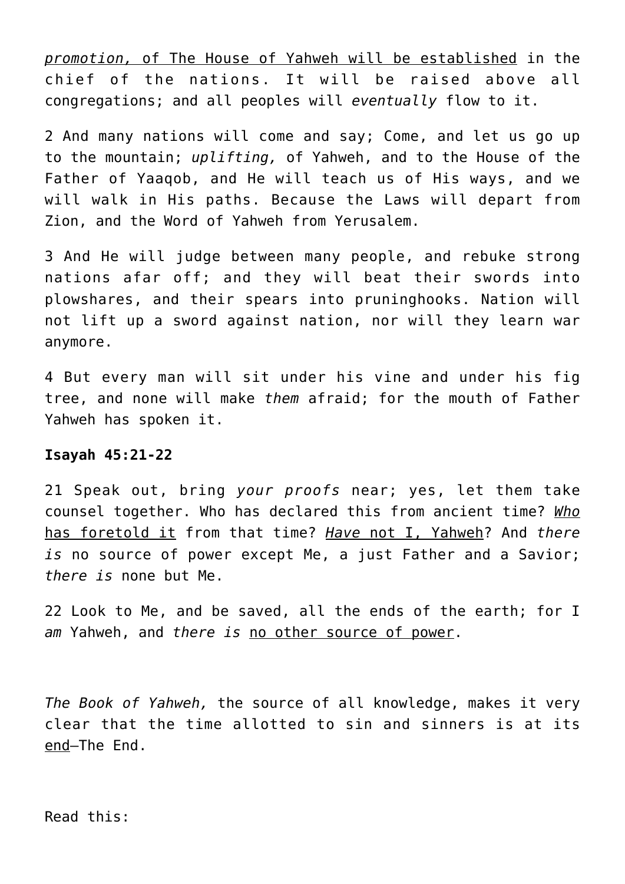*promotion,* of The House of Yahweh will be established in the chief of the nations. It will be raised above all congregations; and all peoples will *eventually* flow to it.

2 And many nations will come and say; Come, and let us go up to the mountain; *uplifting,* of Yahweh, and to the House of the Father of Yaaqob, and He will teach us of His ways, and we will walk in His paths. Because the Laws will depart from Zion, and the Word of Yahweh from Yerusalem.

3 And He will judge between many people, and rebuke strong nations afar off; and they will beat their swords into plowshares, and their spears into pruninghooks. Nation will not lift up a sword against nation, nor will they learn war anymore.

4 But every man will sit under his vine and under his fig tree, and none will make *them* afraid; for the mouth of Father Yahweh has spoken it.

**Isayah 45:21-22**

21 Speak out, bring *your proofs* near; yes, let them take counsel together. Who has declared this from ancient time? *Who* has foretold it from that time? *Have* not I, Yahweh? And *there is* no source of power except Me, a just Father and a Savior; *there is* none but Me.

22 Look to Me, and be saved, all the ends of the earth; for I *am* Yahweh, and *there is* no other source of power.

*The Book of Yahweh,* the source of all knowledge, makes it very clear that the time allotted to sin and sinners is at its end—The End.

Read this: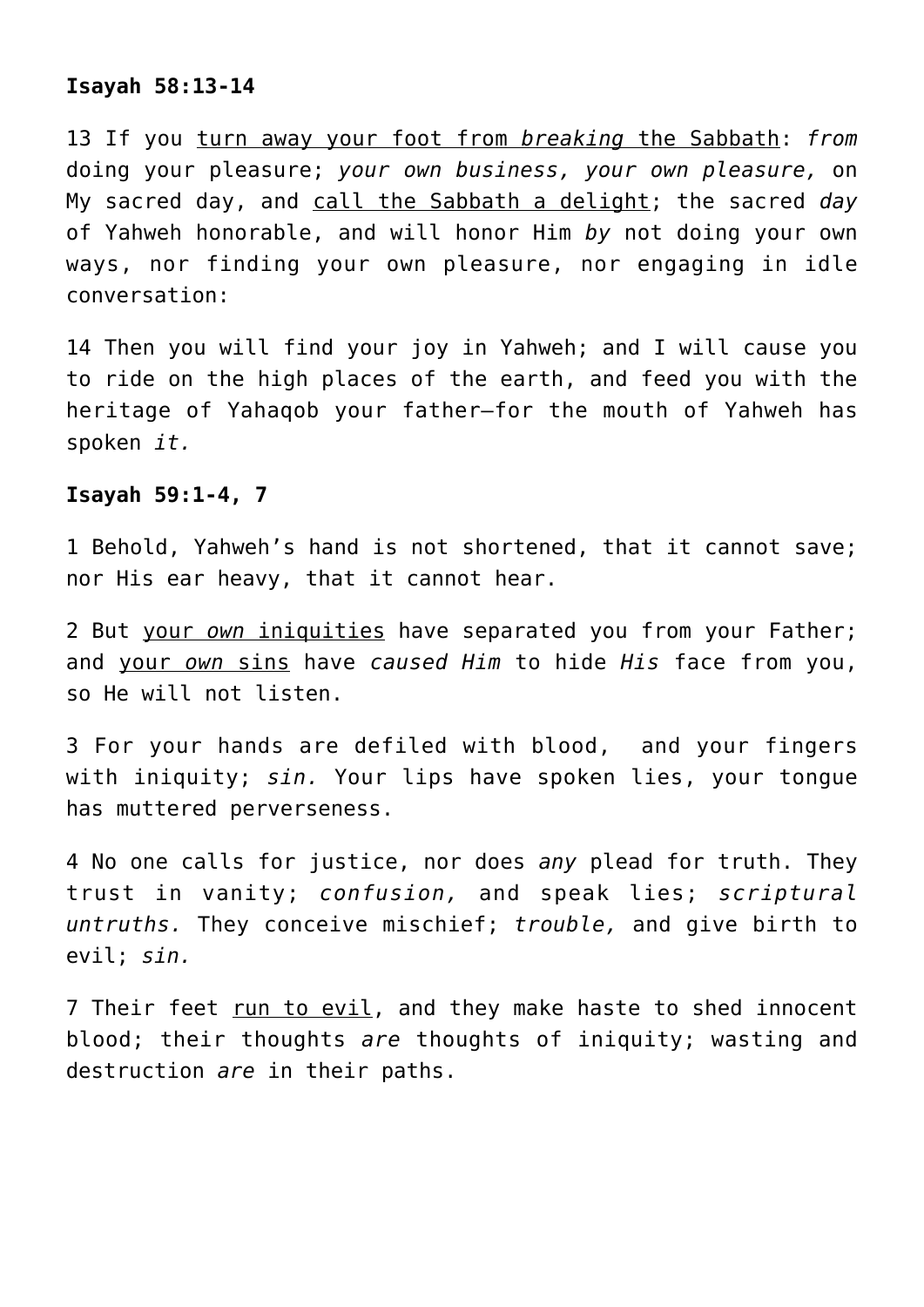**Isayah 58:13-14**

13 If you <u>turn away your foot from *breaking* the Sabbath</u>: *from* doing your pleasure; *your own business, your own pleasure,* on My sacred day, and <u>call the Sabbath a delight</u>; the sacred *day* of Yahweh honorable, and will honor Him *by* not doing your own ways, nor finding your own pleasure, nor engaging in idle conversation:

14 Then you will find your joy in Yahweh; and I will cause you to ride on the high places of the earth, and feed you with the heritage of Yahaqob your father—for the mouth of Yahweh has spoken *it.*

**Isayah 59:1-4, 7**

1 Behold, Yahweh's hand is not shortened, that it cannot save; nor His ear heavy, that it cannot hear.

2 But <u>your *own* iniquities</u> have separated you from your Father; and <u>your *own* sins</u> have *caused Him* to hide *His* face from you, so He will not listen.

3 For your hands are defiled with blood, and your fingers with iniquity; *sin.* Your lips have spoken lies, your tongue has muttered perverseness.

4 No one calls for justice, nor does *any* plead for truth. They trust in vanity; *confusion,* and speak lies; *scriptural untruths.* They conceive mischief; *trouble,* and give birth to evil; *sin.*

7 Their feet <u>run to evil</u>, and they make haste to shed innocent blood; their thoughts *are* thoughts of iniquity; wasting and destruction *are* in their paths.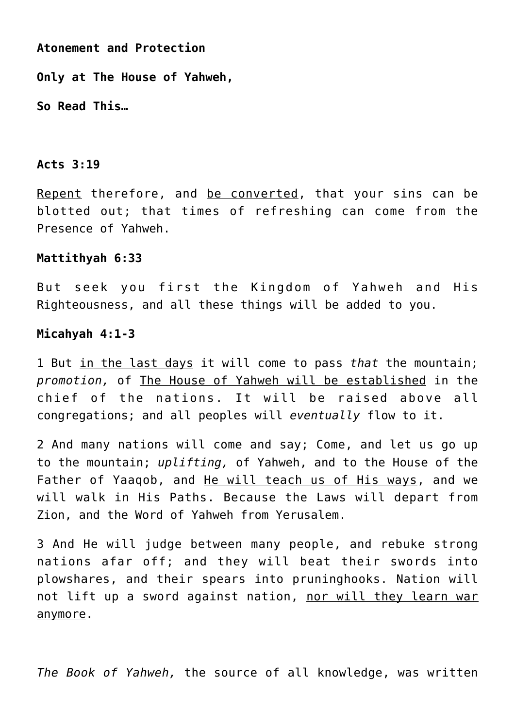**Atonement and Protection**

**Only at The House of Yahweh,**

**So Read This…**

**Acts 3:19**

<u>Repent</u> therefore, and <u>be converted</u>, that your sins can be blotted out; that times of refreshing can come from the Presence of Yahweh.

**Mattithyah 6:33**

But seek you first the Kingdom of Yahweh and His Righteousness, and all these things will be added to you.

**Micahyah 4:1-3**

1 But <u>in the last days</u> it will come to pass *that* the mountain; *promotion,* of <u>The House of Yahweh will be established</u> in the chief of the nations. It will be raised above all congregations; and all peoples will *eventually* flow to it.

2 And many nations will come and say; Come, and let us go up to the mountain; *uplifting,* of Yahweh, and to the House of the Father of Yaaqob, and <u>He will teach us of His ways</u>, and we will walk in His Paths. Because the Laws will depart from Zion, and the Word of Yahweh from Yerusalem.

3 And He will judge between many people, and rebuke strong nations afar off; and they will beat their swords into plowshares, and their spears into pruninghooks. Nation will not lift up a sword against nation, <u>nor will they learn war anymore</u>.

*The Book of Yahweh,* the source of all knowledge, was written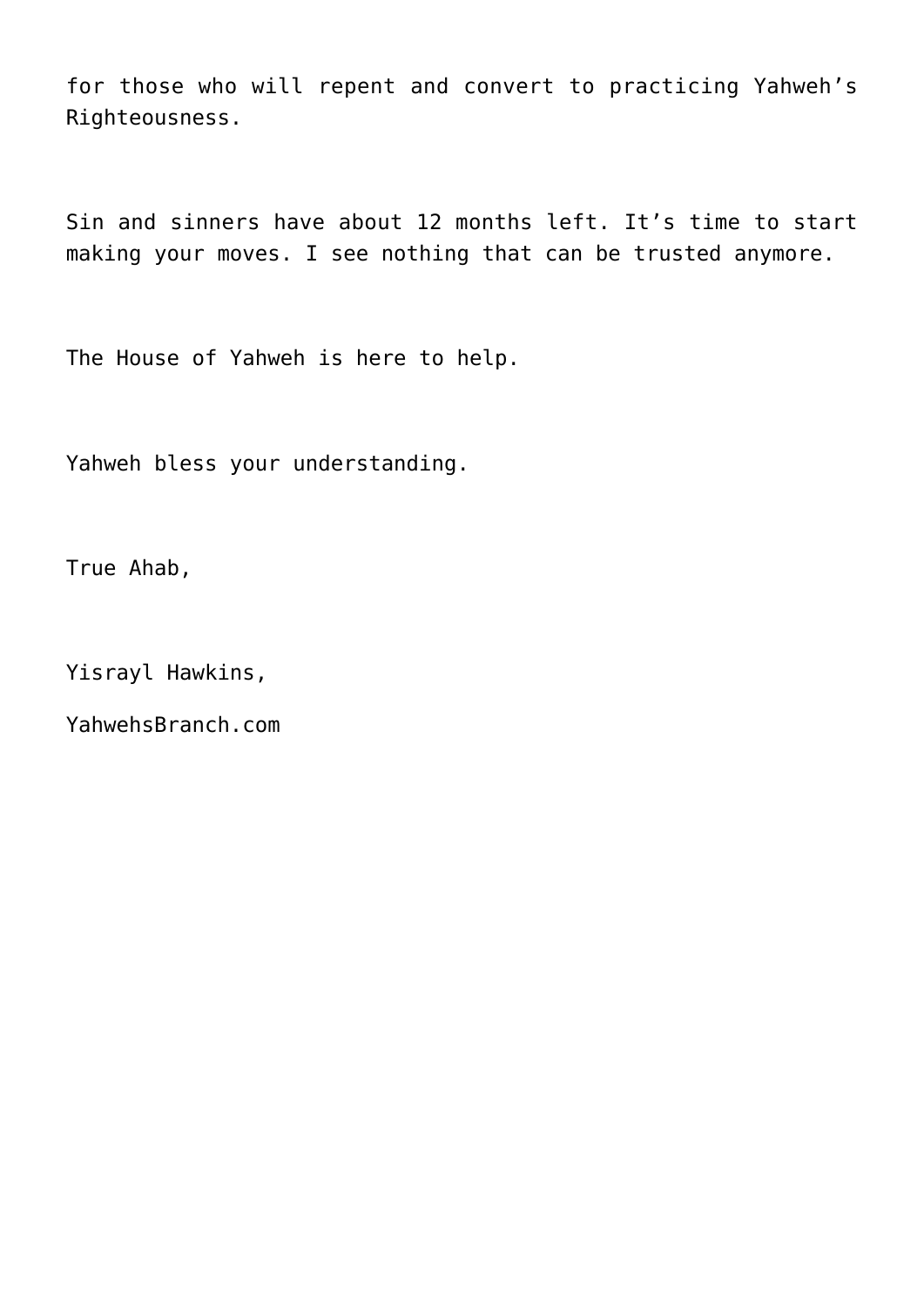for those who will repent and convert to practicing Yahweh's Righteousness.

Sin and sinners have about 12 months left. It's time to start making your moves. I see nothing that can be trusted anymore.

The House of Yahweh is here to help.

Yahweh bless your understanding.

True Ahab,

Yisrayl Hawkins,

YahwehsBranch.com